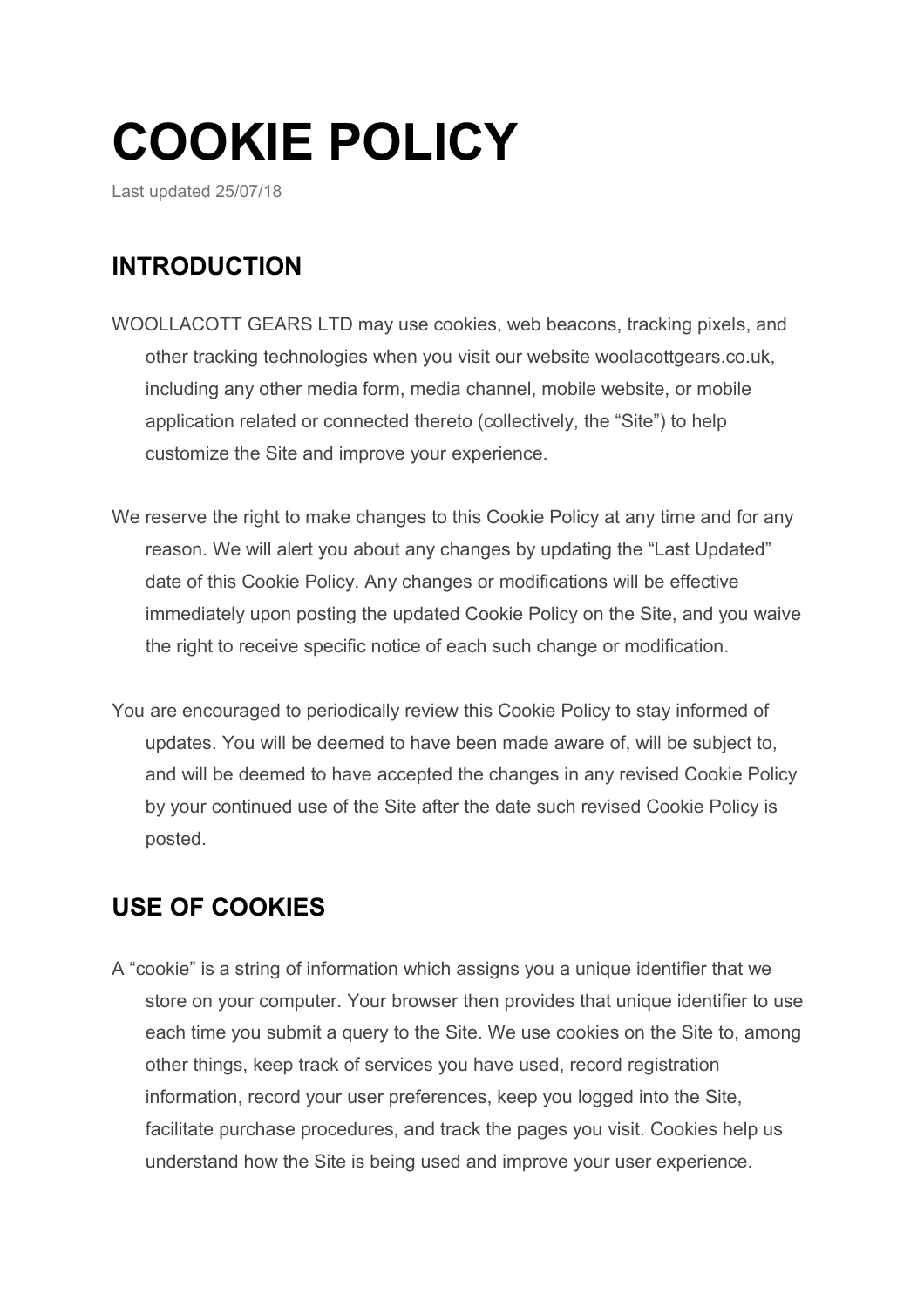# COOKIE POLICY

Last updated 25/07/18

## INTRODUCTION

WOOLLACOTT GEARS LTD may use cookies, web beacons, tracking pixels, and other tracking technologies when you visit our website woolacottgears.co.uk, including any other media form, media channel, mobile website, or mobile application related or connected thereto (collectively, the "Site") to help customize the Site and improve your experience.

We reserve the right to make changes to this Cookie Policy at any time and for any reason. We will alert you about any changes by updating the "Last Updated" date of this Cookie Policy. Any changes or modifications will be effective immediately upon posting the updated Cookie Policy on the Site, and you waive the right to receive specific notice of each such change or modification.

You are encouraged to periodically review this Cookie Policy to stay informed of updates. You will be deemed to have been made aware of, will be subject to, and will be deemed to have accepted the changes in any revised Cookie Policy by your continued use of the Site after the date such revised Cookie Policy is posted.

## USE OF COOKIES

A "cookie" is a string of information which assigns you a unique identifier that we store on your computer. Your browser then provides that unique identifier to use each time you submit a query to the Site. We use cookies on the Site to, among other things, keep track of services you have used, record registration information, record your user preferences, keep you logged into the Site, facilitate purchase procedures, and track the pages you visit. Cookies help us understand how the Site is being used and improve your user experience.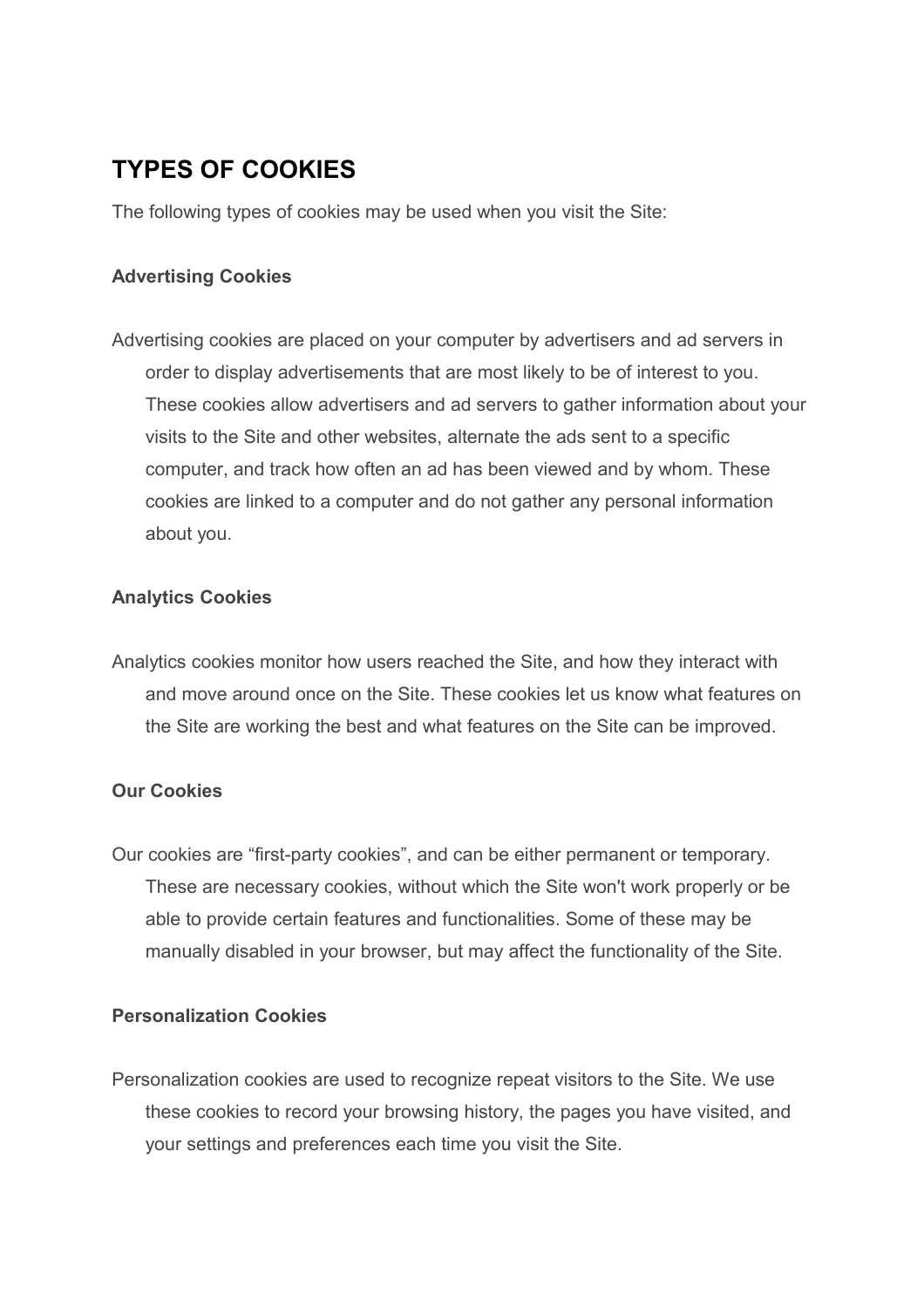## TYPES OF COOKIES

The following types of cookies may be used when you visit the Site:

**Advertising Cookies**

Advertising cookies are placed on your computer by advertisers and ad servers in order to display advertisements that are most likely to be of interest to you. These cookies allow advertisers and ad servers to gather information about your visits to the Site and other websites, alternate the ads sent to a specific computer, and track how often an ad has been viewed and by whom. These cookies are linked to a computer and do not gather any personal information about you.

**Analytics Cookies**

Analytics cookies monitor how users reached the Site, and how they interact with and move around once on the Site. These cookies let us know what features on the Site are working the best and what features on the Site can be improved.

**Our Cookies**

Our cookies are “first-party cookies”, and can be either permanent or temporary. These are necessary cookies, without which the Site won't work properly or be able to provide certain features and functionalities. Some of these may be manually disabled in your browser, but may affect the functionality of the Site.

**Personalization Cookies**

Personalization cookies are used to recognize repeat visitors to the Site. We use these cookies to record your browsing history, the pages you have visited, and your settings and preferences each time you visit the Site.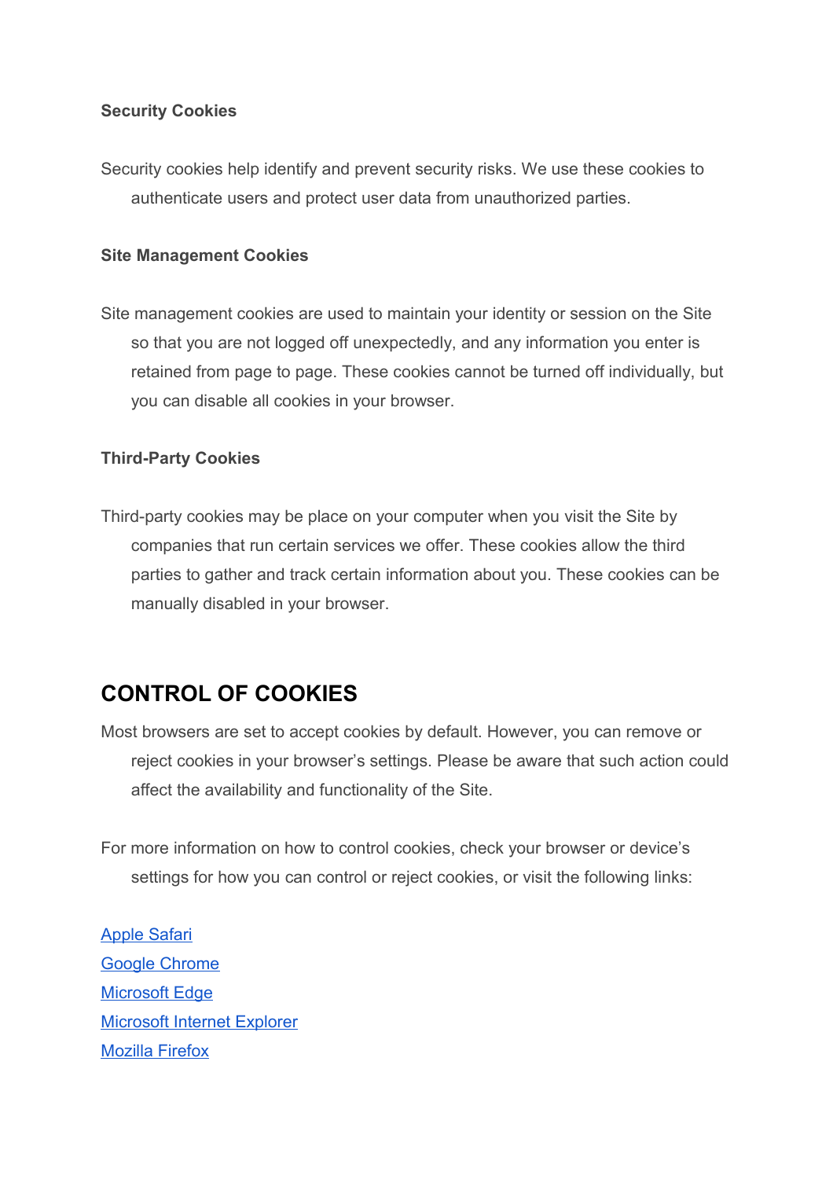**Security Cookies**

Security cookies help identify and prevent security risks. We use these cookies to authenticate users and protect user data from unauthorized parties.

**Site Management Cookies**

Site management cookies are used to maintain your identity or session on the Site so that you are not logged off unexpectedly, and any information you enter is retained from page to page. These cookies cannot be turned off individually, but you can disable all cookies in your browser.

**Third-Party Cookies**

Third-party cookies may be place on your computer when you visit the Site by companies that run certain services we offer. These cookies allow the third parties to gather and track certain information about you. These cookies can be manually disabled in your browser.

## CONTROL OF COOKIES

Most browsers are set to accept cookies by default. However, you can remove or reject cookies in your browser's settings. Please be aware that such action could affect the availability and functionality of the Site.

For more information on how to control cookies, check your browser or device's settings for how you can control or reject cookies, or visit the following links:

Apple Safari
Google Chrome
Microsoft Edge
Microsoft Internet Explorer
Mozilla Firefox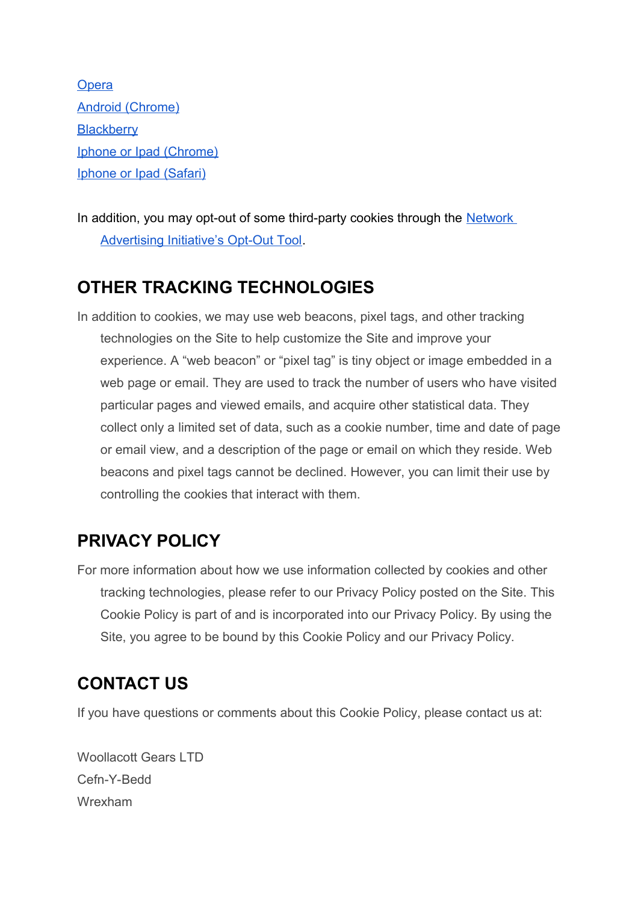[Opera]()
[Android (Chrome)]()
[Blackberry]()
[Iphone or Ipad (Chrome)]()
[Iphone or Ipad (Safari)]()

In addition, you may opt-out of some third-party cookies through the [Network Advertising Initiative's Opt-Out Tool]().

## OTHER TRACKING TECHNOLOGIES

In addition to cookies, we may use web beacons, pixel tags, and other tracking technologies on the Site to help customize the Site and improve your experience. A "web beacon" or "pixel tag" is tiny object or image embedded in a web page or email. They are used to track the number of users who have visited particular pages and viewed emails, and acquire other statistical data. They collect only a limited set of data, such as a cookie number, time and date of page or email view, and a description of the page or email on which they reside. Web beacons and pixel tags cannot be declined. However, you can limit their use by controlling the cookies that interact with them.

## PRIVACY POLICY

For more information about how we use information collected by cookies and other tracking technologies, please refer to our Privacy Policy posted on the Site. This Cookie Policy is part of and is incorporated into our Privacy Policy. By using the Site, you agree to be bound by this Cookie Policy and our Privacy Policy.

## CONTACT US

If you have questions or comments about this Cookie Policy, please contact us at:

Woollacott Gears LTD
Cefn-Y-Bedd
Wrexham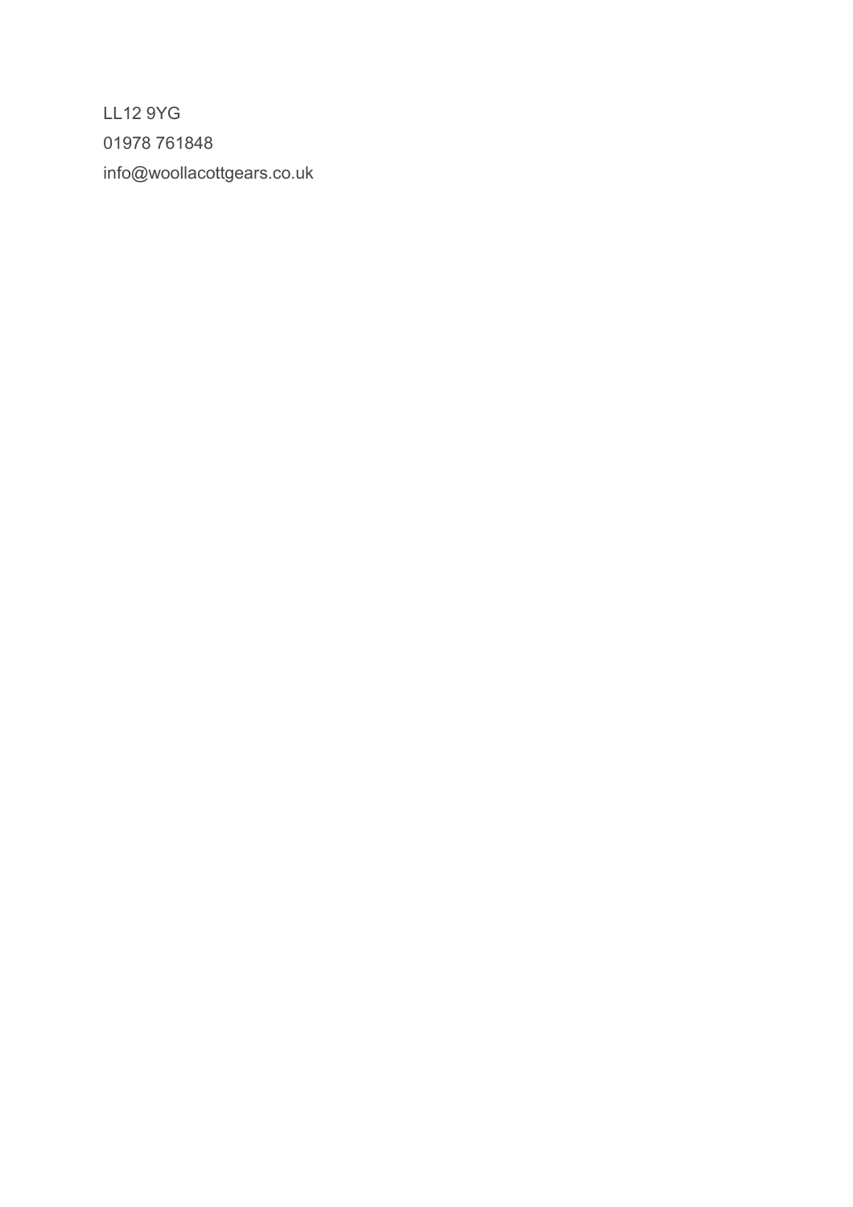LL12 9YG

01978 761848

info@woollacottgears.co.uk